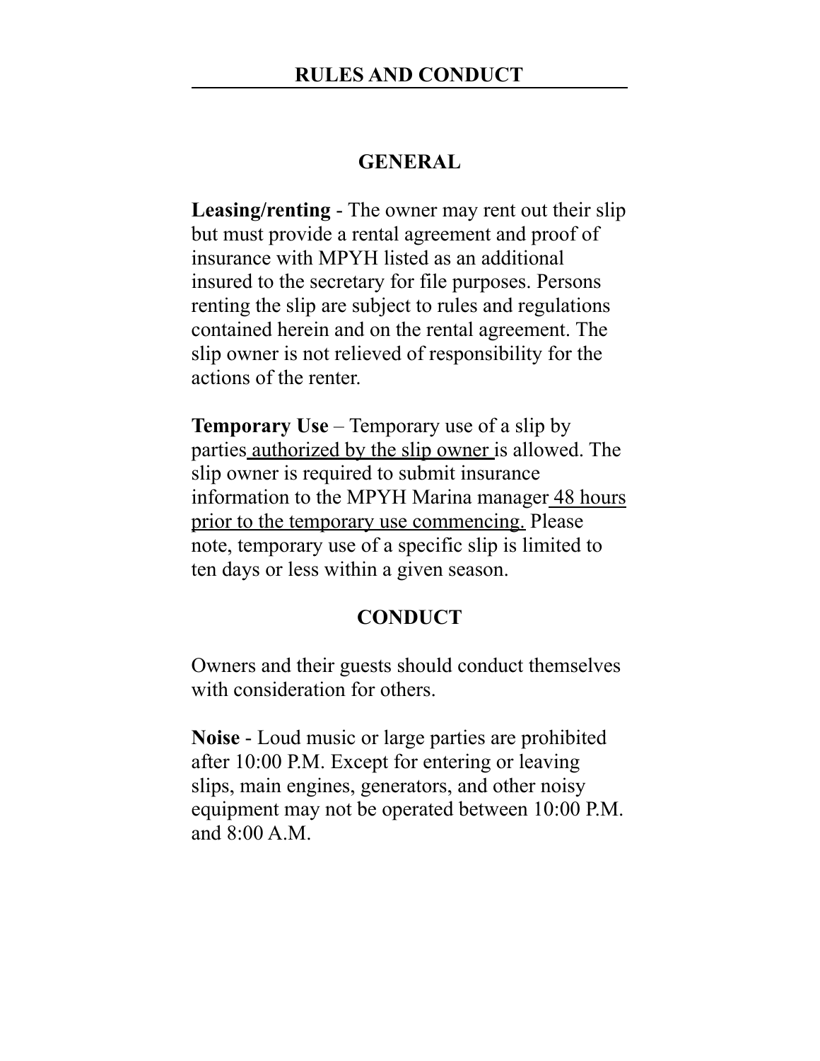# RULES AND CONDUCT

## GENERAL

**Leasing/renting** - The owner may rent out their slip but must provide a rental agreement and proof of insurance with MPYH listed as an additional insured to the secretary for file purposes. Persons renting the slip are subject to rules and regulations contained herein and on the rental agreement. The slip owner is not relieved of responsibility for the actions of the renter.

**Temporary Use** – Temporary use of a slip by parties <u>authorized by the slip owner</u> is allowed. The slip owner is required to submit insurance information to the MPYH Marina manager <u>48 hours prior to the temporary use commencing.</u> Please note, temporary use of a specific slip is limited to ten days or less within a given season.

## CONDUCT

Owners and their guests should conduct themselves with consideration for others.

**Noise** - Loud music or large parties are prohibited after 10:00 P.M. Except for entering or leaving slips, main engines, generators, and other noisy equipment may not be operated between 10:00 P.M. and 8:00 A.M.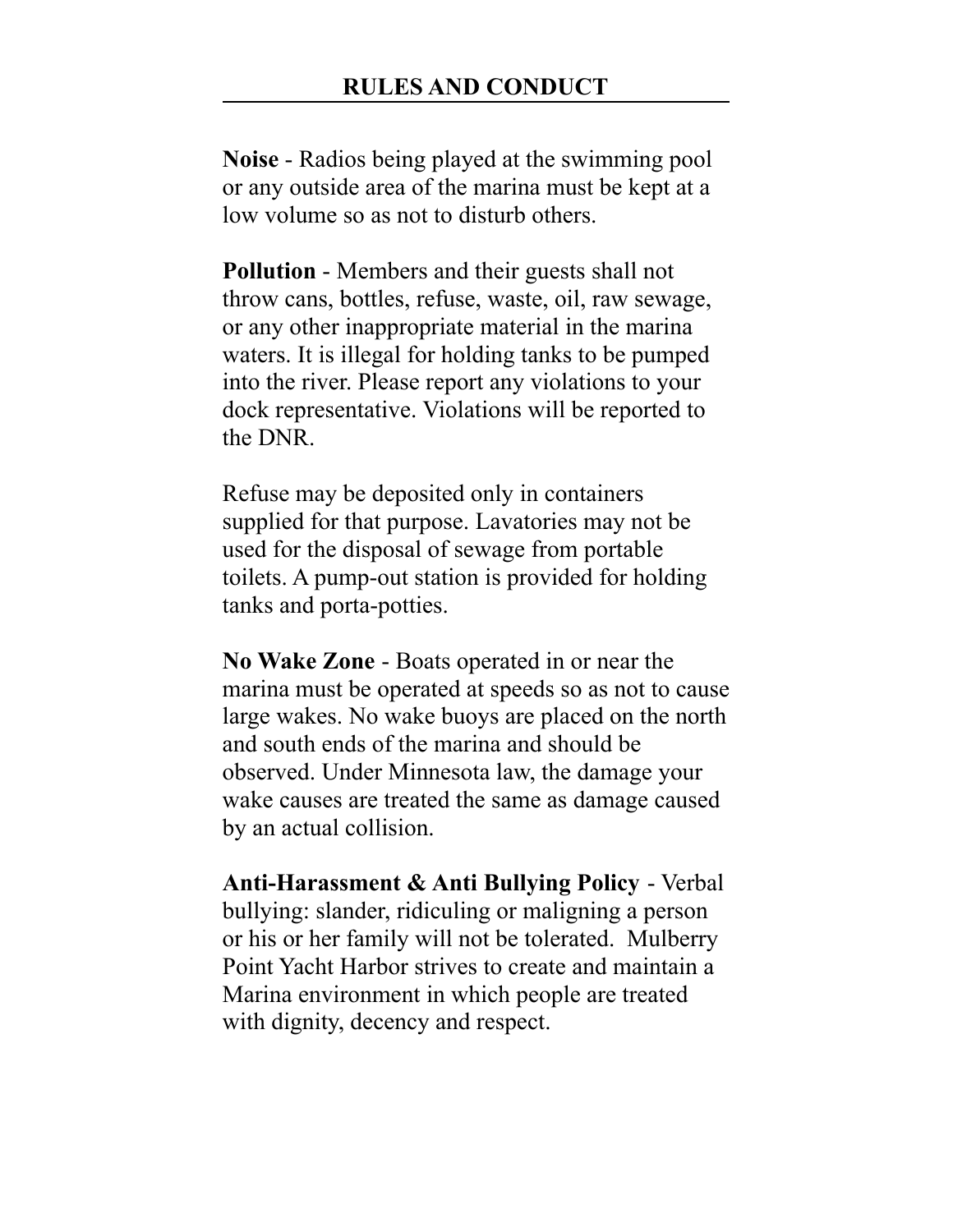## RULES AND CONDUCT

**Noise** - Radios being played at the swimming pool or any outside area of the marina must be kept at a low volume so as not to disturb others.

**Pollution** - Members and their guests shall not throw cans, bottles, refuse, waste, oil, raw sewage, or any other inappropriate material in the marina waters. It is illegal for holding tanks to be pumped into the river. Please report any violations to your dock representative. Violations will be reported to the DNR.

Refuse may be deposited only in containers supplied for that purpose. Lavatories may not be used for the disposal of sewage from portable toilets. A pump-out station is provided for holding tanks and porta-potties.

**No Wake Zone** - Boats operated in or near the marina must be operated at speeds so as not to cause large wakes. No wake buoys are placed on the north and south ends of the marina and should be observed. Under Minnesota law, the damage your wake causes are treated the same as damage caused by an actual collision.

**Anti-Harassment & Anti Bullying Policy** - Verbal bullying: slander, ridiculing or maligning a person or his or her family will not be tolerated. Mulberry Point Yacht Harbor strives to create and maintain a Marina environment in which people are treated with dignity, decency and respect.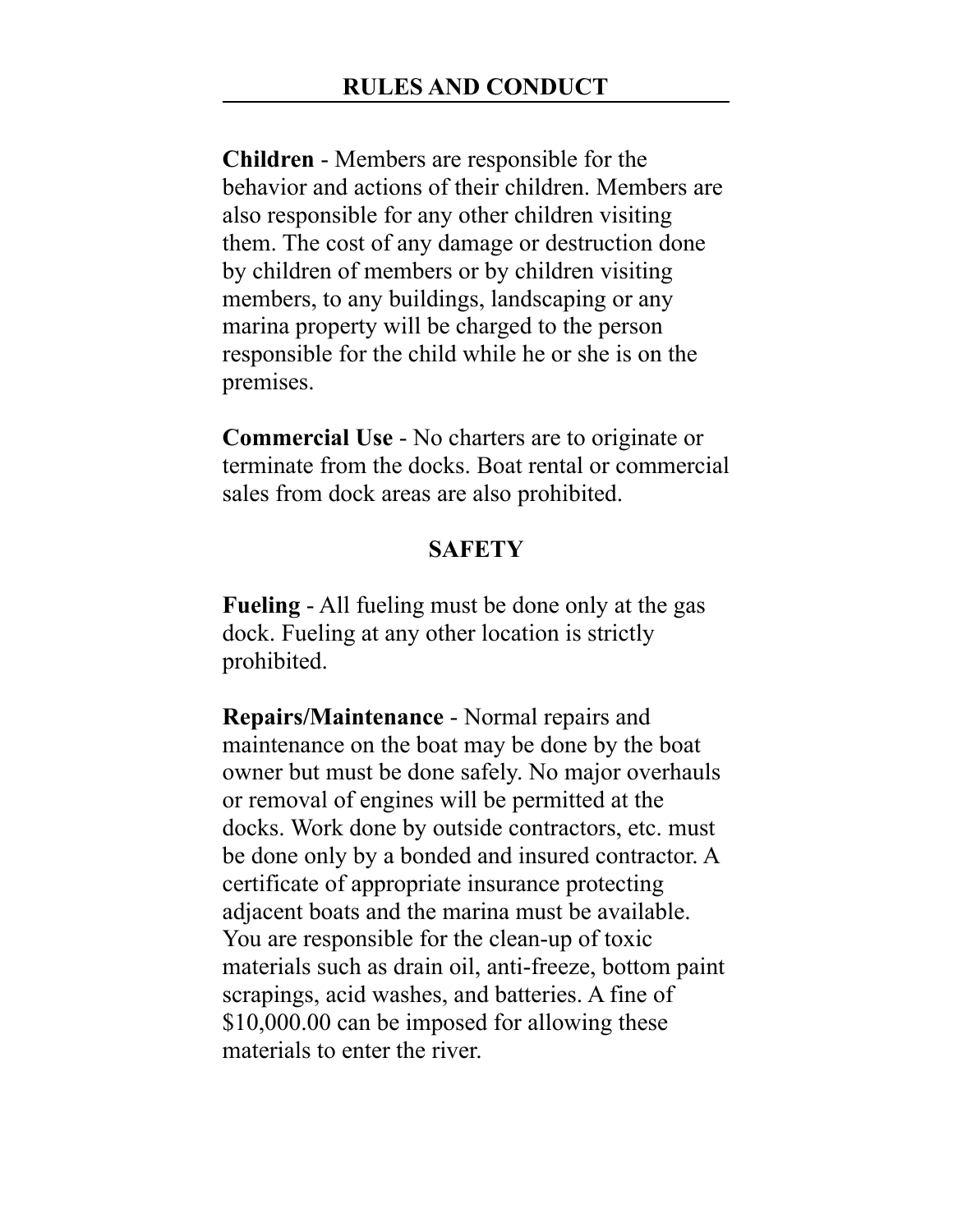## RULES AND CONDUCT

**Children** - Members are responsible for the behavior and actions of their children. Members are also responsible for any other children visiting them. The cost of any damage or destruction done by children of members or by children visiting members, to any buildings, landscaping or any marina property will be charged to the person responsible for the child while he or she is on the premises.

**Commercial Use** - No charters are to originate or terminate from the docks. Boat rental or commercial sales from dock areas are also prohibited.

## SAFETY

**Fueling** - All fueling must be done only at the gas dock. Fueling at any other location is strictly prohibited.

**Repairs/Maintenance** - Normal repairs and maintenance on the boat may be done by the boat owner but must be done safely. No major overhauls or removal of engines will be permitted at the docks. Work done by outside contractors, etc. must be done only by a bonded and insured contractor. A certificate of appropriate insurance protecting adjacent boats and the marina must be available. You are responsible for the clean-up of toxic materials such as drain oil, anti-freeze, bottom paint scrapings, acid washes, and batteries. A fine of $10,000.00 can be imposed for allowing these materials to enter the river.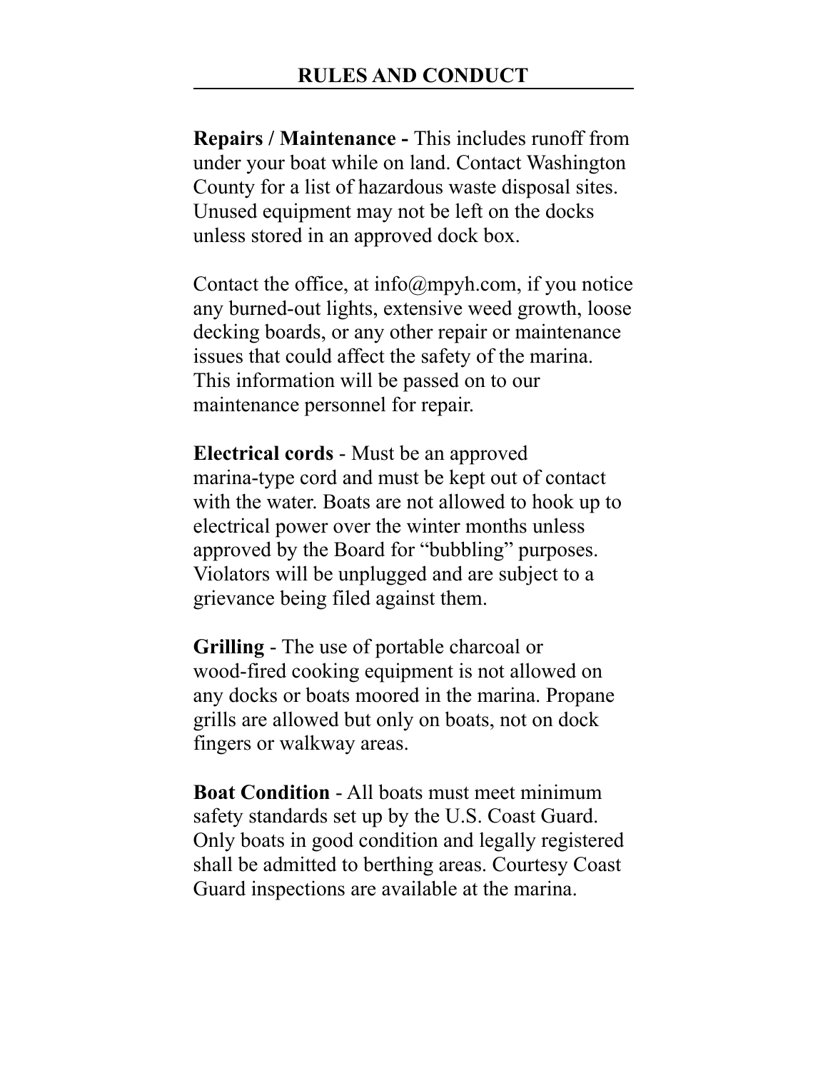## RULES AND CONDUCT

**Repairs / Maintenance -** This includes runoff from under your boat while on land. Contact Washington County for a list of hazardous waste disposal sites. Unused equipment may not be left on the docks unless stored in an approved dock box.

Contact the office, at info@mpyh.com, if you notice any burned-out lights, extensive weed growth, loose decking boards, or any other repair or maintenance issues that could affect the safety of the marina. This information will be passed on to our maintenance personnel for repair.

**Electrical cords** - Must be an approved marina-type cord and must be kept out of contact with the water. Boats are not allowed to hook up to electrical power over the winter months unless approved by the Board for "bubbling" purposes. Violators will be unplugged and are subject to a grievance being filed against them.

**Grilling** - The use of portable charcoal or wood-fired cooking equipment is not allowed on any docks or boats moored in the marina. Propane grills are allowed but only on boats, not on dock fingers or walkway areas.

**Boat Condition** - All boats must meet minimum safety standards set up by the U.S. Coast Guard. Only boats in good condition and legally registered shall be admitted to berthing areas. Courtesy Coast Guard inspections are available at the marina.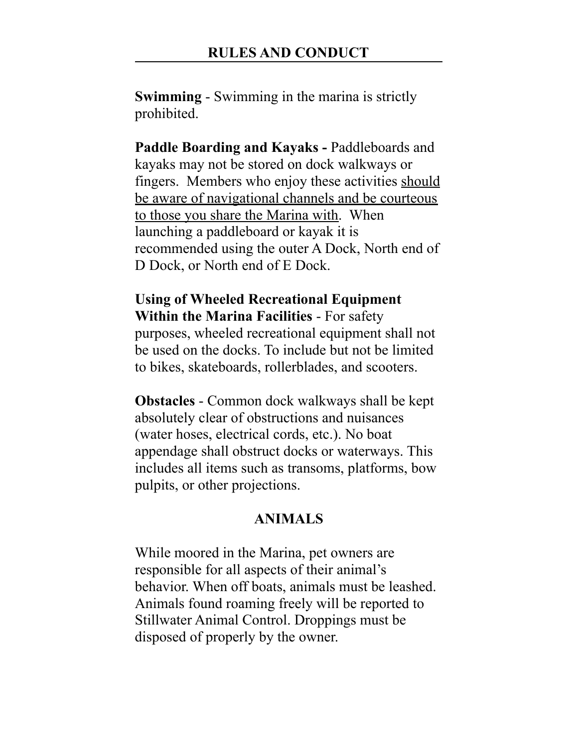## RULES AND CONDUCT

**Swimming** - Swimming in the marina is strictly prohibited.

**Paddle Boarding and Kayaks -** Paddleboards and kayaks may not be stored on dock walkways or fingers. Members who enjoy these activities <u>should be aware of navigational channels and be courteous to those you share the Marina with</u>. When launching a paddleboard or kayak it is recommended using the outer A Dock, North end of D Dock, or North end of E Dock.

**Using of Wheeled Recreational Equipment Within the Marina Facilities** - For safety purposes, wheeled recreational equipment shall not be used on the docks. To include but not be limited to bikes, skateboards, rollerblades, and scooters.

**Obstacles** - Common dock walkways shall be kept absolutely clear of obstructions and nuisances (water hoses, electrical cords, etc.). No boat appendage shall obstruct docks or waterways. This includes all items such as transoms, platforms, bow pulpits, or other projections.

## ANIMALS

While moored in the Marina, pet owners are responsible for all aspects of their animal's behavior. When off boats, animals must be leashed. Animals found roaming freely will be reported to Stillwater Animal Control. Droppings must be disposed of properly by the owner.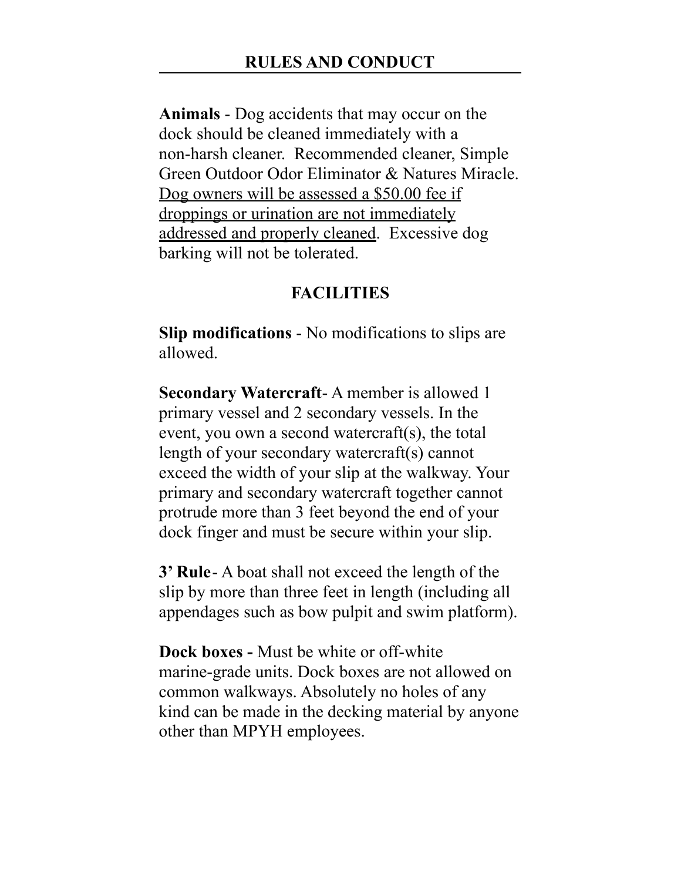## RULES AND CONDUCT

**Animals** - Dog accidents that may occur on the dock should be cleaned immediately with a non-harsh cleaner. Recommended cleaner, Simple Green Outdoor Odor Eliminator & Natures Miracle. <u>Dog owners will be assessed a $50.00 fee if droppings or urination are not immediately addressed and properly cleaned</u>. Excessive dog barking will not be tolerated.

## FACILITIES

**Slip modifications** - No modifications to slips are allowed.

**Secondary Watercraft**- A member is allowed 1 primary vessel and 2 secondary vessels. In the event, you own a second watercraft(s), the total length of your secondary watercraft(s) cannot exceed the width of your slip at the walkway. Your primary and secondary watercraft together cannot protrude more than 3 feet beyond the end of your dock finger and must be secure within your slip.

**3' Rule**- A boat shall not exceed the length of the slip by more than three feet in length (including all appendages such as bow pulpit and swim platform).

**Dock boxes -** Must be white or off-white marine-grade units. Dock boxes are not allowed on common walkways. Absolutely no holes of any kind can be made in the decking material by anyone other than MPYH employees.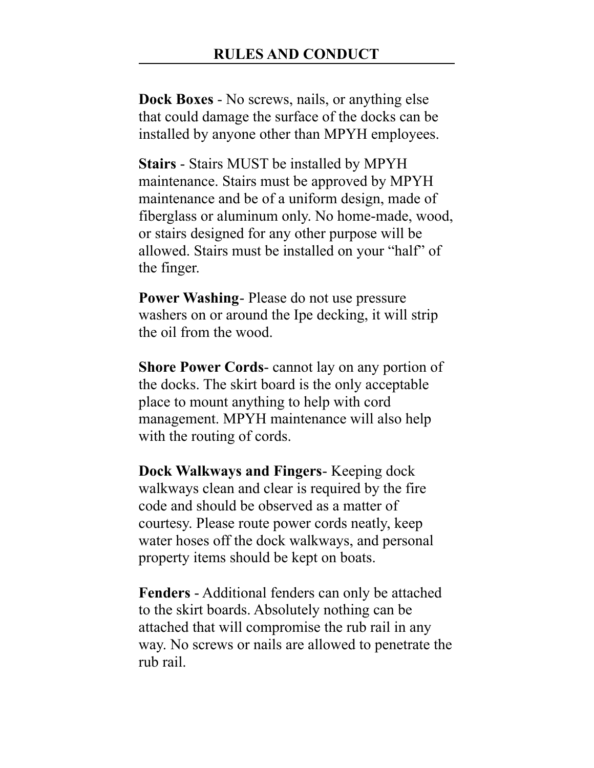## RULES AND CONDUCT

**Dock Boxes** - No screws, nails, or anything else that could damage the surface of the docks can be installed by anyone other than MPYH employees.

**Stairs** - Stairs MUST be installed by MPYH maintenance. Stairs must be approved by MPYH maintenance and be of a uniform design, made of fiberglass or aluminum only. No home-made, wood, or stairs designed for any other purpose will be allowed. Stairs must be installed on your "half" of the finger.

**Power Washing**- Please do not use pressure washers on or around the Ipe decking, it will strip the oil from the wood.

**Shore Power Cords**- cannot lay on any portion of the docks. The skirt board is the only acceptable place to mount anything to help with cord management. MPYH maintenance will also help with the routing of cords.

**Dock Walkways and Fingers**- Keeping dock walkways clean and clear is required by the fire code and should be observed as a matter of courtesy. Please route power cords neatly, keep water hoses off the dock walkways, and personal property items should be kept on boats.

**Fenders** - Additional fenders can only be attached to the skirt boards. Absolutely nothing can be attached that will compromise the rub rail in any way. No screws or nails are allowed to penetrate the rub rail.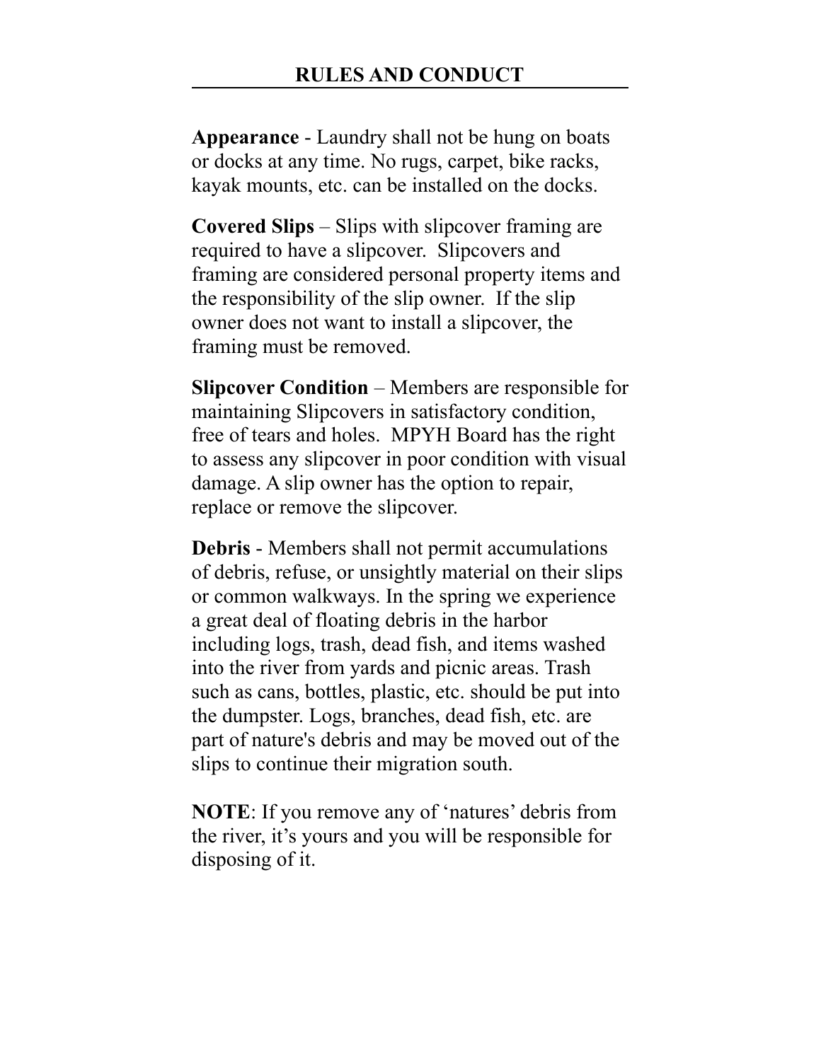## RULES AND CONDUCT

**Appearance** - Laundry shall not be hung on boats or docks at any time. No rugs, carpet, bike racks, kayak mounts, etc. can be installed on the docks.

**Covered Slips** – Slips with slipcover framing are required to have a slipcover. Slipcovers and framing are considered personal property items and the responsibility of the slip owner. If the slip owner does not want to install a slipcover, the framing must be removed.

**Slipcover Condition** – Members are responsible for maintaining Slipcovers in satisfactory condition, free of tears and holes. MPYH Board has the right to assess any slipcover in poor condition with visual damage. A slip owner has the option to repair, replace or remove the slipcover.

**Debris** - Members shall not permit accumulations of debris, refuse, or unsightly material on their slips or common walkways. In the spring we experience a great deal of floating debris in the harbor including logs, trash, dead fish, and items washed into the river from yards and picnic areas. Trash such as cans, bottles, plastic, etc. should be put into the dumpster. Logs, branches, dead fish, etc. are part of nature's debris and may be moved out of the slips to continue their migration south.

**NOTE**: If you remove any of 'natures' debris from the river, it's yours and you will be responsible for disposing of it.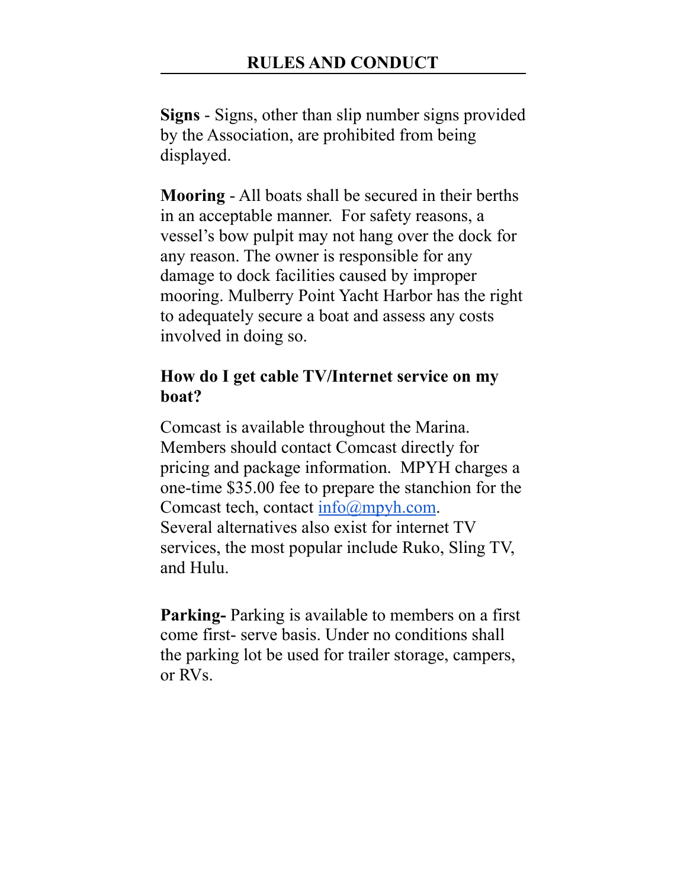## RULES AND CONDUCT

**Signs** - Signs, other than slip number signs provided by the Association, are prohibited from being displayed.

**Mooring** - All boats shall be secured in their berths in an acceptable manner. For safety reasons, a vessel's bow pulpit may not hang over the dock for any reason. The owner is responsible for any damage to dock facilities caused by improper mooring. Mulberry Point Yacht Harbor has the right to adequately secure a boat and assess any costs involved in doing so.

**How do I get cable TV/Internet service on my boat?**

Comcast is available throughout the Marina. Members should contact Comcast directly for pricing and package information. MPYH charges a one-time $35.00 fee to prepare the stanchion for the Comcast tech, contact info@mpyh.com.
Several alternatives also exist for internet TV services, the most popular include Ruko, Sling TV, and Hulu.

**Parking-** Parking is available to members on a first come first- serve basis. Under no conditions shall the parking lot be used for trailer storage, campers, or RVs.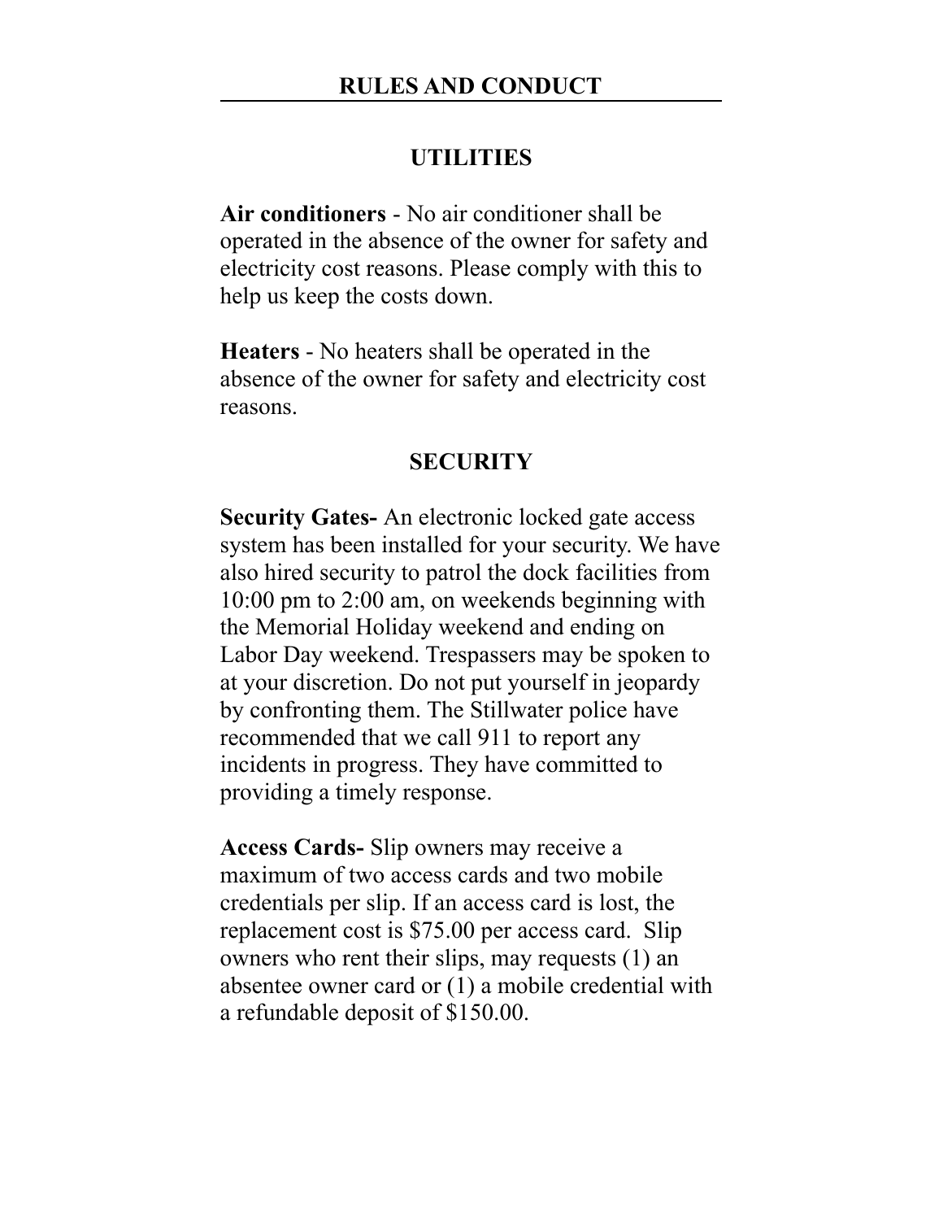## RULES AND CONDUCT

### UTILITIES

**Air conditioners** - No air conditioner shall be operated in the absence of the owner for safety and electricity cost reasons. Please comply with this to help us keep the costs down.

**Heaters** - No heaters shall be operated in the absence of the owner for safety and electricity cost reasons.

### SECURITY

**Security Gates-** An electronic locked gate access system has been installed for your security. We have also hired security to patrol the dock facilities from 10:00 pm to 2:00 am, on weekends beginning with the Memorial Holiday weekend and ending on Labor Day weekend. Trespassers may be spoken to at your discretion. Do not put yourself in jeopardy by confronting them. The Stillwater police have recommended that we call 911 to report any incidents in progress. They have committed to providing a timely response.

**Access Cards-** Slip owners may receive a maximum of two access cards and two mobile credentials per slip. If an access card is lost, the replacement cost is $75.00 per access card. Slip owners who rent their slips, may requests (1) an absentee owner card or (1) a mobile credential with a refundable deposit of $150.00.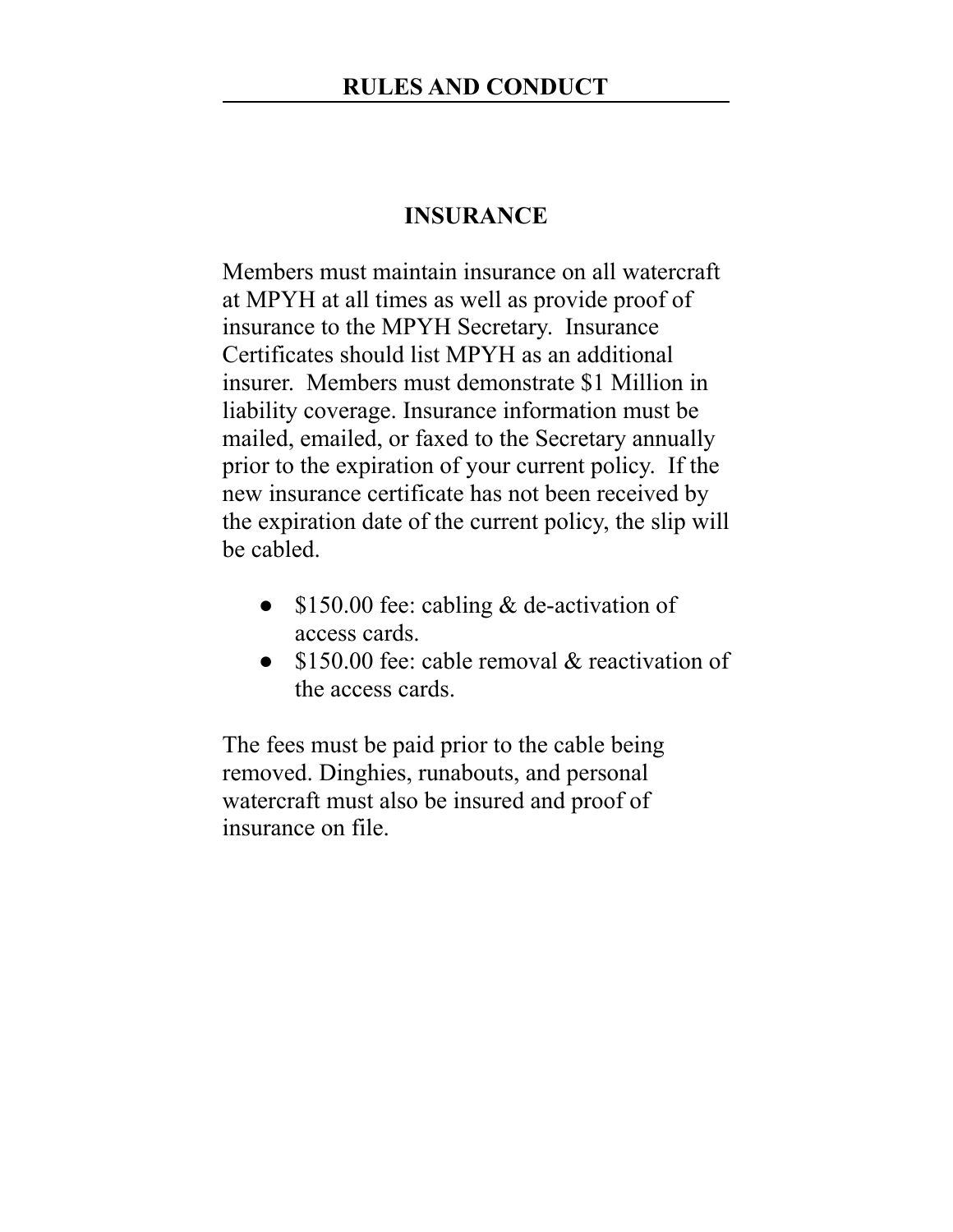## RULES AND CONDUCT

### INSURANCE

Members must maintain insurance on all watercraft at MPYH at all times as well as provide proof of insurance to the MPYH Secretary. Insurance Certificates should list MPYH as an additional insurer. Members must demonstrate $1 Million in liability coverage. Insurance information must be mailed, emailed, or faxed to the Secretary annually prior to the expiration of your current policy. If the new insurance certificate has not been received by the expiration date of the current policy, the slip will be cabled.

- $150.00 fee: cabling & de-activation of access cards.
- $150.00 fee: cable removal & reactivation of the access cards.

The fees must be paid prior to the cable being removed. Dinghies, runabouts, and personal watercraft must also be insured and proof of insurance on file.